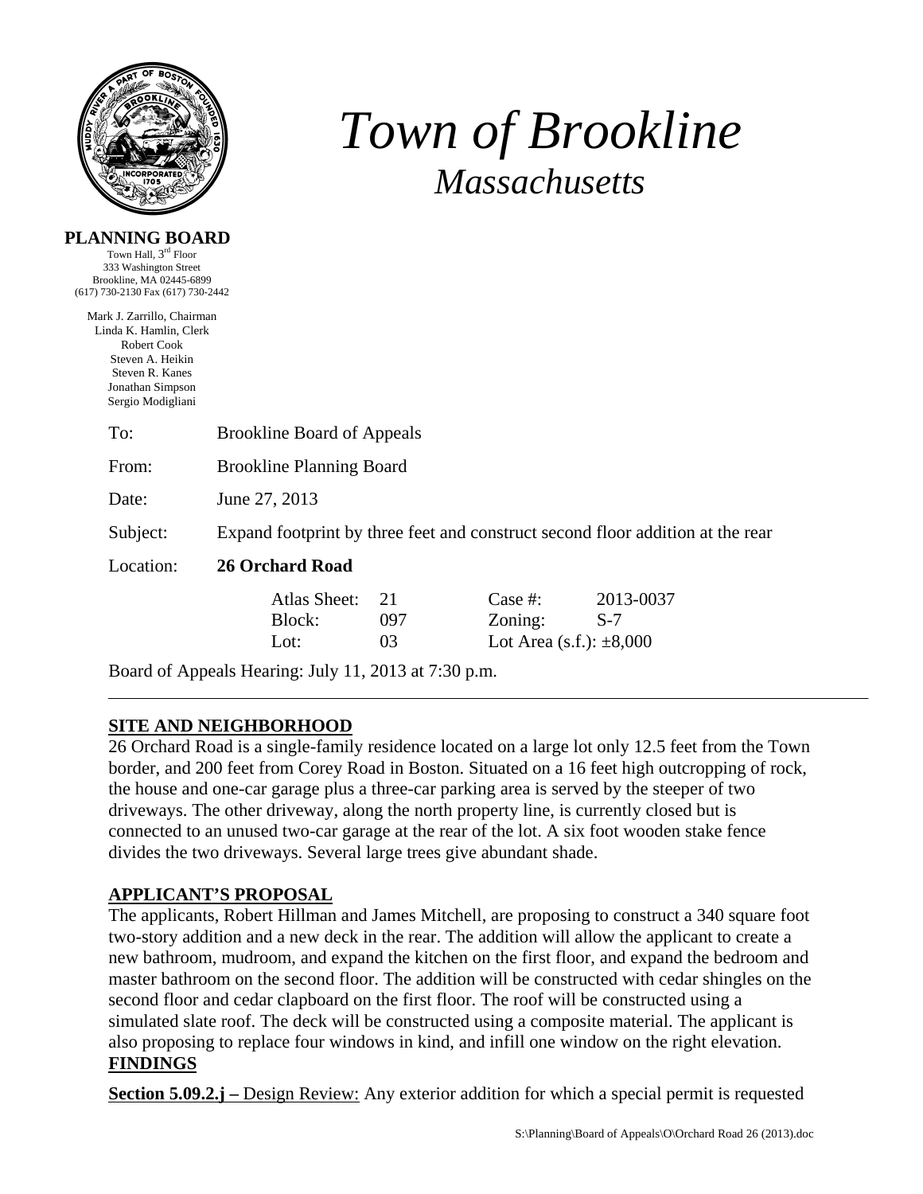# Town of Brookline
## *Massachusetts*

**PLANNING BOARD**
Town Hall, 3rd Floor
333 Washington Street
Brookline, MA 02445-6899
(617) 730-2130 Fax (617) 730-2442

Mark J. Zarrillo, Chairman
Linda K. Hamlin, Clerk
Robert Cook
Steven A. Heikin
Steven R. Kanes
Jonathan Simpson
Sergio Modigliani

To: Brookline Board of Appeals

From: Brookline Planning Board

Date: June 27, 2013

Subject: Expand footprint by three feet and construct second floor addition at the rear

Location: **26 Orchard Road**

| | | | |
|---|---|---|---|
| Atlas Sheet: | 21 | Case #: | 2013-0037 |
| Block: | 097 | Zoning: | S-7 |
| Lot: | 03 | Lot Area (s.f.): | ±8,000 |

Board of Appeals Hearing: July 11, 2013 at 7:30 p.m.

---

## SITE AND NEIGHBORHOOD

26 Orchard Road is a single-family residence located on a large lot only 12.5 feet from the Town border, and 200 feet from Corey Road in Boston. Situated on a 16 feet high outcropping of rock, the house and one-car garage plus a three-car parking area is served by the steeper of two driveways. The other driveway, along the north property line, is currently closed but is connected to an unused two-car garage at the rear of the lot. A six foot wooden stake fence divides the two driveways. Several large trees give abundant shade.

## APPLICANT'S PROPOSAL

The applicants, Robert Hillman and James Mitchell, are proposing to construct a 340 square foot two-story addition and a new deck in the rear. The addition will allow the applicant to create a new bathroom, mudroom, and expand the kitchen on the first floor, and expand the bedroom and master bathroom on the second floor. The addition will be constructed with cedar shingles on the second floor and cedar clapboard on the first floor. The roof will be constructed using a simulated slate roof. The deck will be constructed using a composite material. The applicant is also proposing to replace four windows in kind, and infill one window on the right elevation.

## FINDINGS

**Section 5.09.2.j –** Design Review: Any exterior addition for which a special permit is requested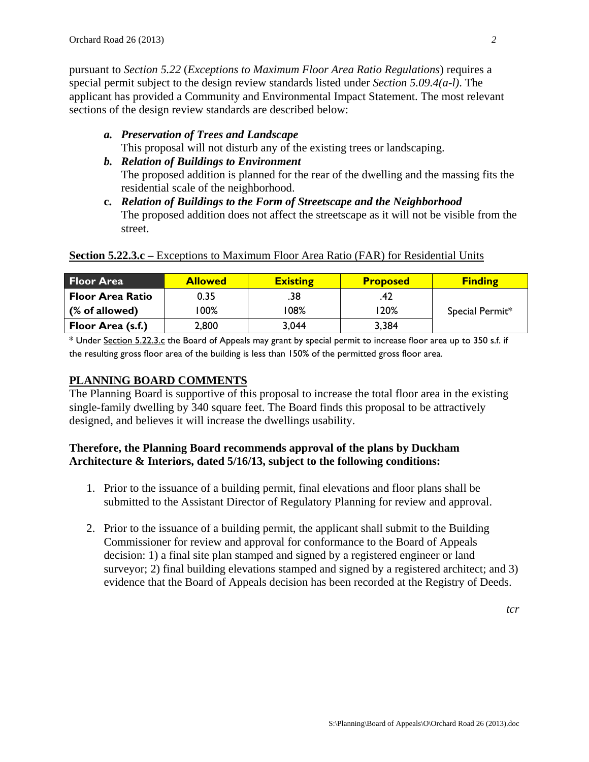pursuant to *Section 5.22* (*Exceptions to Maximum Floor Area Ratio Regulations*) requires a special permit subject to the design review standards listed under *Section 5.09.4(a-l)*. The applicant has provided a Community and Environmental Impact Statement. The most relevant sections of the design review standards are described below:

- ***a. Preservation of Trees and Landscape***
  This proposal will not disturb any of the existing trees or landscaping.
- ***b. Relation of Buildings to Environment***
  The proposed addition is planned for the rear of the dwelling and the massing fits the residential scale of the neighborhood.
- **c.** ***Relation of Buildings to the Form of Streetscape and the Neighborhood***
  The proposed addition does not affect the streetscape as it will not be visible from the street.

**Section 5.22.3.c –** Exceptions to Maximum Floor Area Ratio (FAR) for Residential Units

| Floor Area | Allowed | Existing | Proposed | Finding |
|---|---|---|---|---|
| **Floor Area Ratio** | 0.35 | .38 | .42 | Special Permit* |
| **(% of allowed)** | 100% | 108% | 120% | |
| **Floor Area (s.f.)** | 2,800 | 3,044 | 3,384 | |

\* Under Section 5.22.3.c the Board of Appeals may grant by special permit to increase floor area up to 350 s.f. if the resulting gross floor area of the building is less than 150% of the permitted gross floor area.

## PLANNING BOARD COMMENTS

The Planning Board is supportive of this proposal to increase the total floor area in the existing single-family dwelling by 340 square feet. The Board finds this proposal to be attractively designed, and believes it will increase the dwellings usability.

**Therefore, the Planning Board recommends approval of the plans by Duckham Architecture & Interiors, dated 5/16/13, subject to the following conditions:**

1. Prior to the issuance of a building permit, final elevations and floor plans shall be submitted to the Assistant Director of Regulatory Planning for review and approval.

2. Prior to the issuance of a building permit, the applicant shall submit to the Building Commissioner for review and approval for conformance to the Board of Appeals decision: 1) a final site plan stamped and signed by a registered engineer or land surveyor; 2) final building elevations stamped and signed by a registered architect; and 3) evidence that the Board of Appeals decision has been recorded at the Registry of Deeds.

*tcr*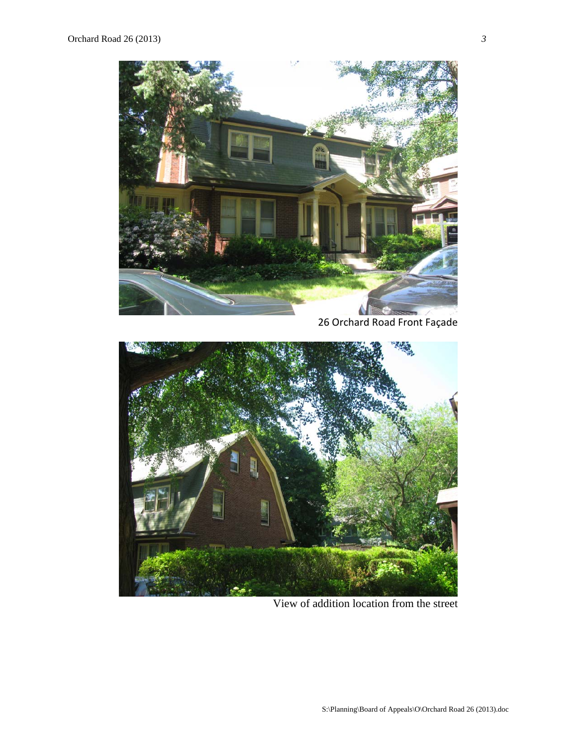26 Orchard Road Front Façade

View of addition location from the street